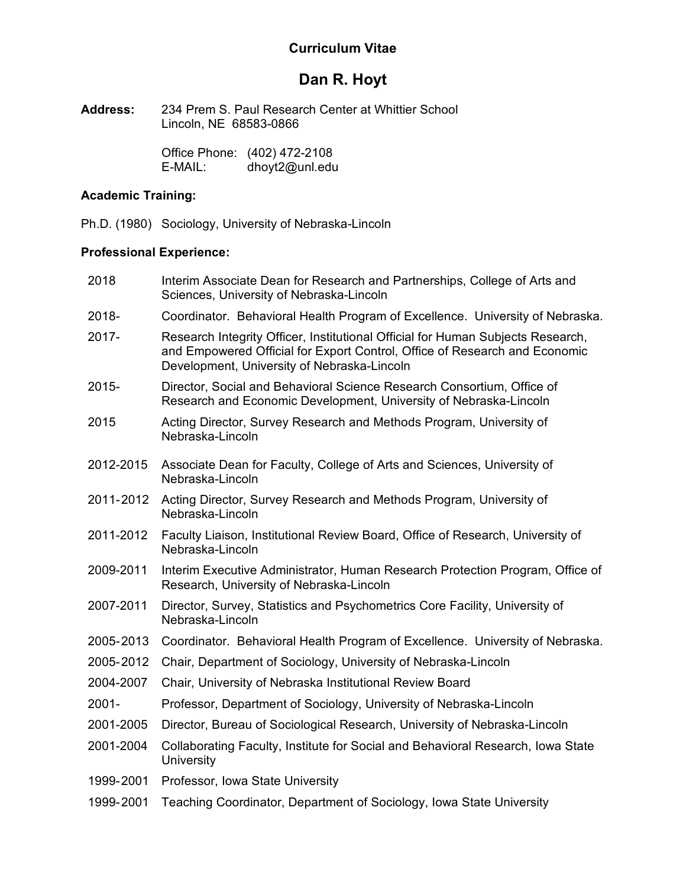# Curriculum Vitae

## Dan R. Hoyt

**Address:** 234 Prem S. Paul Research Center at Whittier School
Lincoln, NE 68583-0866

Office Phone: (402) 472-2108
E-MAIL: dhoyt2@unl.edu

**Academic Training:**

Ph.D. (1980) Sociology, University of Nebraska-Lincoln

**Professional Experience:**

| | |
|---|---|
| 2018 | Interim Associate Dean for Research and Partnerships, College of Arts and Sciences, University of Nebraska-Lincoln |
| 2018- | Coordinator. Behavioral Health Program of Excellence. University of Nebraska. |
| 2017- | Research Integrity Officer, Institutional Official for Human Subjects Research, and Empowered Official for Export Control, Office of Research and Economic Development, University of Nebraska-Lincoln |
| 2015- | Director, Social and Behavioral Science Research Consortium, Office of Research and Economic Development, University of Nebraska-Lincoln |
| 2015 | Acting Director, Survey Research and Methods Program, University of Nebraska-Lincoln |
| 2012-2015 | Associate Dean for Faculty, College of Arts and Sciences, University of Nebraska-Lincoln |
| 2011-2012 | Acting Director, Survey Research and Methods Program, University of Nebraska-Lincoln |
| 2011-2012 | Faculty Liaison, Institutional Review Board, Office of Research, University of Nebraska-Lincoln |
| 2009-2011 | Interim Executive Administrator, Human Research Protection Program, Office of Research, University of Nebraska-Lincoln |
| 2007-2011 | Director, Survey, Statistics and Psychometrics Core Facility, University of Nebraska-Lincoln |
| 2005-2013 | Coordinator. Behavioral Health Program of Excellence. University of Nebraska. |
| 2005-2012 | Chair, Department of Sociology, University of Nebraska-Lincoln |
| 2004-2007 | Chair, University of Nebraska Institutional Review Board |
| 2001- | Professor, Department of Sociology, University of Nebraska-Lincoln |
| 2001-2005 | Director, Bureau of Sociological Research, University of Nebraska-Lincoln |
| 2001-2004 | Collaborating Faculty, Institute for Social and Behavioral Research, Iowa State University |
| 1999-2001 | Professor, Iowa State University |
| 1999-2001 | Teaching Coordinator, Department of Sociology, Iowa State University |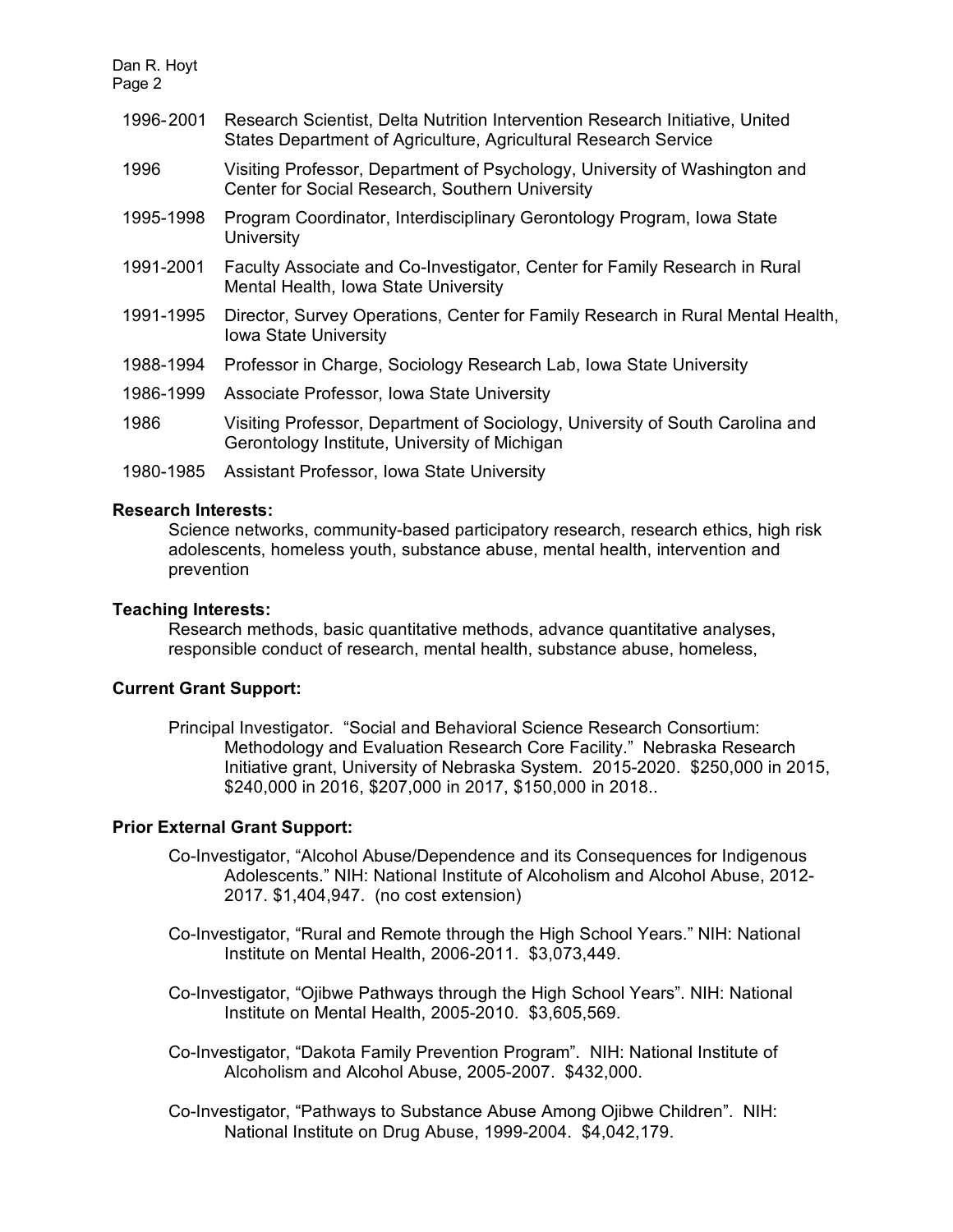1996-2001 Research Scientist, Delta Nutrition Intervention Research Initiative, United States Department of Agriculture, Agricultural Research Service

1996 Visiting Professor, Department of Psychology, University of Washington and Center for Social Research, Southern University

1995-1998 Program Coordinator, Interdisciplinary Gerontology Program, Iowa State University

1991-2001 Faculty Associate and Co-Investigator, Center for Family Research in Rural Mental Health, Iowa State University

1991-1995 Director, Survey Operations, Center for Family Research in Rural Mental Health, Iowa State University

1988-1994 Professor in Charge, Sociology Research Lab, Iowa State University

1986-1999 Associate Professor, Iowa State University

1986 Visiting Professor, Department of Sociology, University of South Carolina and Gerontology Institute, University of Michigan

1980-1985 Assistant Professor, Iowa State University

**Research Interests:**

Science networks, community-based participatory research, research ethics, high risk adolescents, homeless youth, substance abuse, mental health, intervention and prevention

**Teaching Interests:**

Research methods, basic quantitative methods, advance quantitative analyses, responsible conduct of research, mental health, substance abuse, homeless,

**Current Grant Support:**

Principal Investigator. "Social and Behavioral Science Research Consortium: Methodology and Evaluation Research Core Facility." Nebraska Research Initiative grant, University of Nebraska System. 2015-2020. $250,000 in 2015, $240,000 in 2016, $207,000 in 2017, $150,000 in 2018..

**Prior External Grant Support:**

Co-Investigator, "Alcohol Abuse/Dependence and its Consequences for Indigenous Adolescents." NIH: National Institute of Alcoholism and Alcohol Abuse, 2012-2017. $1,404,947. (no cost extension)

Co-Investigator, "Rural and Remote through the High School Years." NIH: National Institute on Mental Health, 2006-2011. $3,073,449.

Co-Investigator, "Ojibwe Pathways through the High School Years". NIH: National Institute on Mental Health, 2005-2010. $3,605,569.

Co-Investigator, "Dakota Family Prevention Program". NIH: National Institute of Alcoholism and Alcohol Abuse, 2005-2007. $432,000.

Co-Investigator, "Pathways to Substance Abuse Among Ojibwe Children". NIH: National Institute on Drug Abuse, 1999-2004. $4,042,179.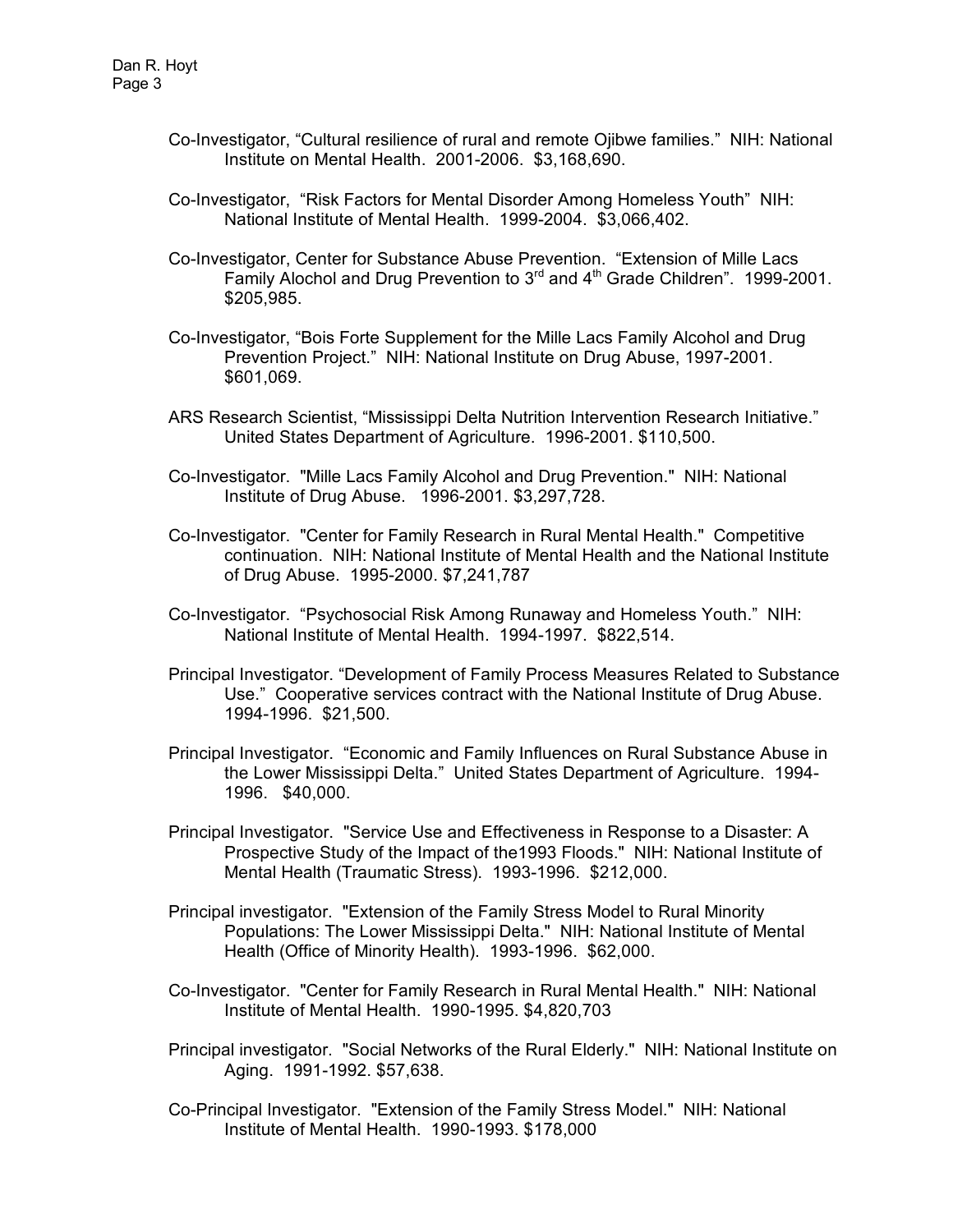Co-Investigator, “Cultural resilience of rural and remote Ojibwe families.” NIH: National Institute on Mental Health. 2001-2006. $3,168,690.

Co-Investigator, “Risk Factors for Mental Disorder Among Homeless Youth” NIH: National Institute of Mental Health. 1999-2004. $3,066,402.

Co-Investigator, Center for Substance Abuse Prevention. “Extension of Mille Lacs Family Alochol and Drug Prevention to 3rd and 4th Grade Children”. 1999-2001. $205,985.

Co-Investigator, “Bois Forte Supplement for the Mille Lacs Family Alcohol and Drug Prevention Project.” NIH: National Institute on Drug Abuse, 1997-2001. $601,069.

ARS Research Scientist, “Mississippi Delta Nutrition Intervention Research Initiative.” United States Department of Agriculture. 1996-2001. $110,500.

Co-Investigator. "Mille Lacs Family Alcohol and Drug Prevention." NIH: National Institute of Drug Abuse. 1996-2001. $3,297,728.

Co-Investigator. "Center for Family Research in Rural Mental Health." Competitive continuation. NIH: National Institute of Mental Health and the National Institute of Drug Abuse. 1995-2000. $7,241,787

Co-Investigator. “Psychosocial Risk Among Runaway and Homeless Youth.” NIH: National Institute of Mental Health. 1994-1997. $822,514.

Principal Investigator. “Development of Family Process Measures Related to Substance Use.” Cooperative services contract with the National Institute of Drug Abuse. 1994-1996. $21,500.

Principal Investigator. “Economic and Family Influences on Rural Substance Abuse in the Lower Mississippi Delta.” United States Department of Agriculture. 1994-1996. $40,000.

Principal Investigator. "Service Use and Effectiveness in Response to a Disaster: A Prospective Study of the Impact of the1993 Floods." NIH: National Institute of Mental Health (Traumatic Stress). 1993-1996. $212,000.

Principal investigator. "Extension of the Family Stress Model to Rural Minority Populations: The Lower Mississippi Delta." NIH: National Institute of Mental Health (Office of Minority Health). 1993-1996. $62,000.

Co-Investigator. "Center for Family Research in Rural Mental Health." NIH: National Institute of Mental Health. 1990-1995. $4,820,703

Principal investigator. "Social Networks of the Rural Elderly." NIH: National Institute on Aging. 1991-1992. $57,638.

Co-Principal Investigator. "Extension of the Family Stress Model." NIH: National Institute of Mental Health. 1990-1993. $178,000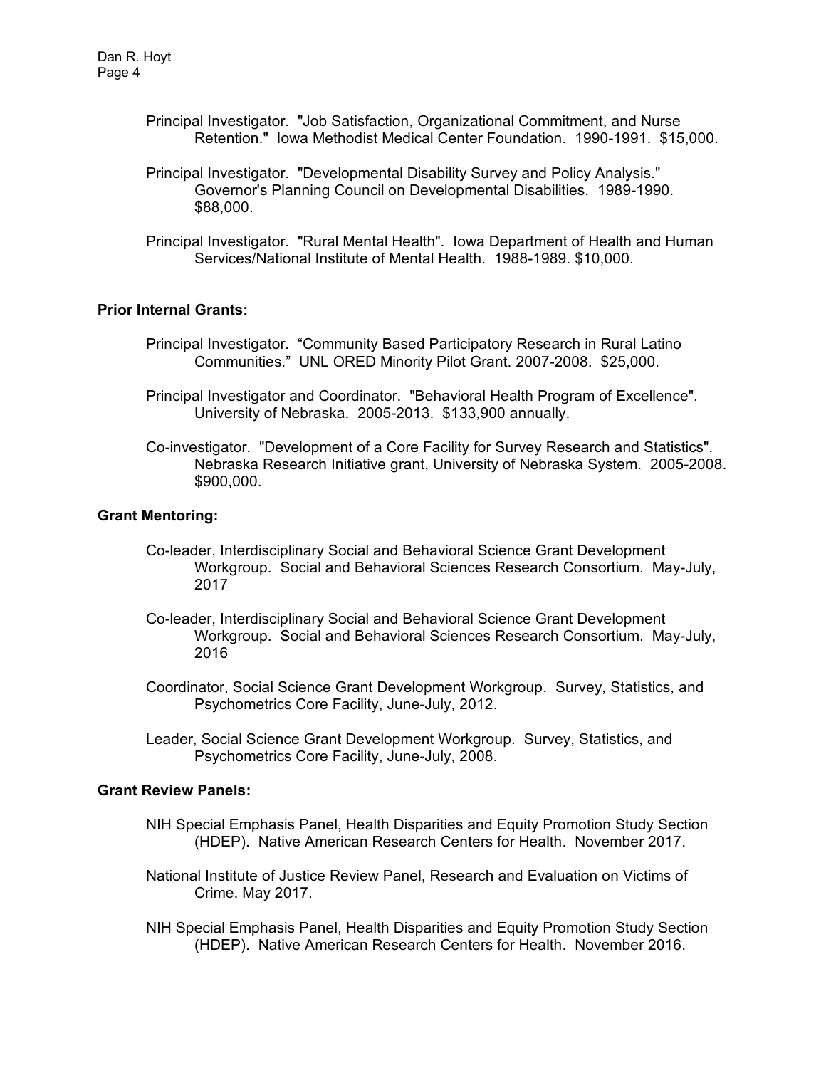Principal Investigator. "Job Satisfaction, Organizational Commitment, and Nurse Retention." Iowa Methodist Medical Center Foundation. 1990-1991. $15,000.

Principal Investigator. "Developmental Disability Survey and Policy Analysis." Governor's Planning Council on Developmental Disabilities. 1989-1990. $88,000.

Principal Investigator. "Rural Mental Health". Iowa Department of Health and Human Services/National Institute of Mental Health. 1988-1989. $10,000.

**Prior Internal Grants:**

Principal Investigator. "Community Based Participatory Research in Rural Latino Communities." UNL ORED Minority Pilot Grant. 2007-2008. $25,000.

Principal Investigator and Coordinator. "Behavioral Health Program of Excellence". University of Nebraska. 2005-2013. $133,900 annually.

Co-investigator. "Development of a Core Facility for Survey Research and Statistics". Nebraska Research Initiative grant, University of Nebraska System. 2005-2008. $900,000.

**Grant Mentoring:**

Co-leader, Interdisciplinary Social and Behavioral Science Grant Development Workgroup. Social and Behavioral Sciences Research Consortium. May-July, 2017

Co-leader, Interdisciplinary Social and Behavioral Science Grant Development Workgroup. Social and Behavioral Sciences Research Consortium. May-July, 2016

Coordinator, Social Science Grant Development Workgroup. Survey, Statistics, and Psychometrics Core Facility, June-July, 2012.

Leader, Social Science Grant Development Workgroup. Survey, Statistics, and Psychometrics Core Facility, June-July, 2008.

**Grant Review Panels:**

NIH Special Emphasis Panel, Health Disparities and Equity Promotion Study Section (HDEP). Native American Research Centers for Health. November 2017.

National Institute of Justice Review Panel, Research and Evaluation on Victims of Crime. May 2017.

NIH Special Emphasis Panel, Health Disparities and Equity Promotion Study Section (HDEP). Native American Research Centers for Health. November 2016.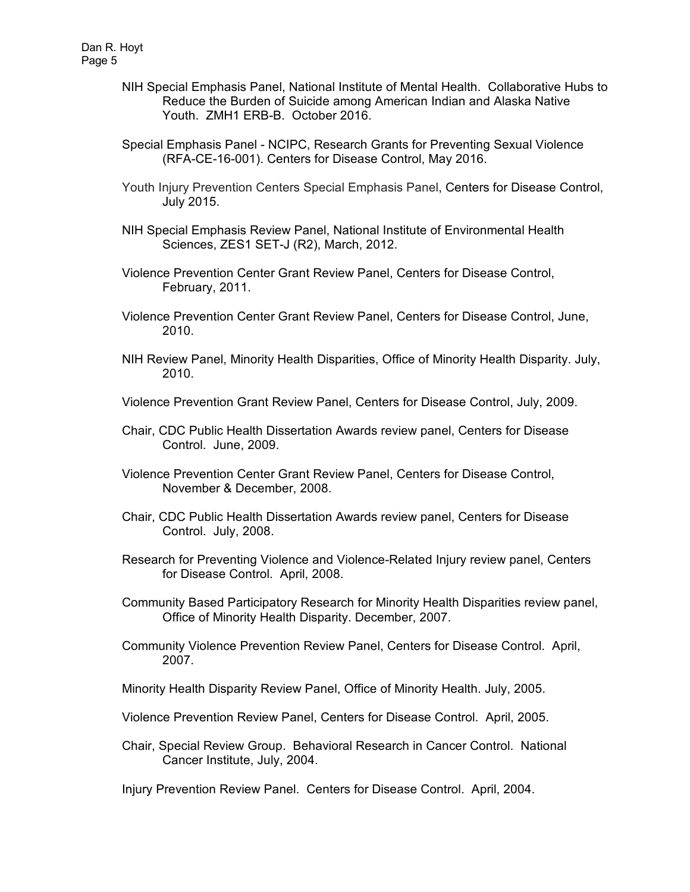NIH Special Emphasis Panel, National Institute of Mental Health. Collaborative Hubs to Reduce the Burden of Suicide among American Indian and Alaska Native Youth. ZMH1 ERB-B. October 2016.

Special Emphasis Panel - NCIPC, Research Grants for Preventing Sexual Violence (RFA-CE-16-001). Centers for Disease Control, May 2016.

Youth Injury Prevention Centers Special Emphasis Panel, Centers for Disease Control, July 2015.

NIH Special Emphasis Review Panel, National Institute of Environmental Health Sciences, ZES1 SET-J (R2), March, 2012.

Violence Prevention Center Grant Review Panel, Centers for Disease Control, February, 2011.

Violence Prevention Center Grant Review Panel, Centers for Disease Control, June, 2010.

NIH Review Panel, Minority Health Disparities, Office of Minority Health Disparity. July, 2010.

Violence Prevention Grant Review Panel, Centers for Disease Control, July, 2009.

Chair, CDC Public Health Dissertation Awards review panel, Centers for Disease Control. June, 2009.

Violence Prevention Center Grant Review Panel, Centers for Disease Control, November & December, 2008.

Chair, CDC Public Health Dissertation Awards review panel, Centers for Disease Control. July, 2008.

Research for Preventing Violence and Violence-Related Injury review panel, Centers for Disease Control. April, 2008.

Community Based Participatory Research for Minority Health Disparities review panel, Office of Minority Health Disparity. December, 2007.

Community Violence Prevention Review Panel, Centers for Disease Control. April, 2007.

Minority Health Disparity Review Panel, Office of Minority Health. July, 2005.

Violence Prevention Review Panel, Centers for Disease Control. April, 2005.

Chair, Special Review Group. Behavioral Research in Cancer Control. National Cancer Institute, July, 2004.

Injury Prevention Review Panel. Centers for Disease Control. April, 2004.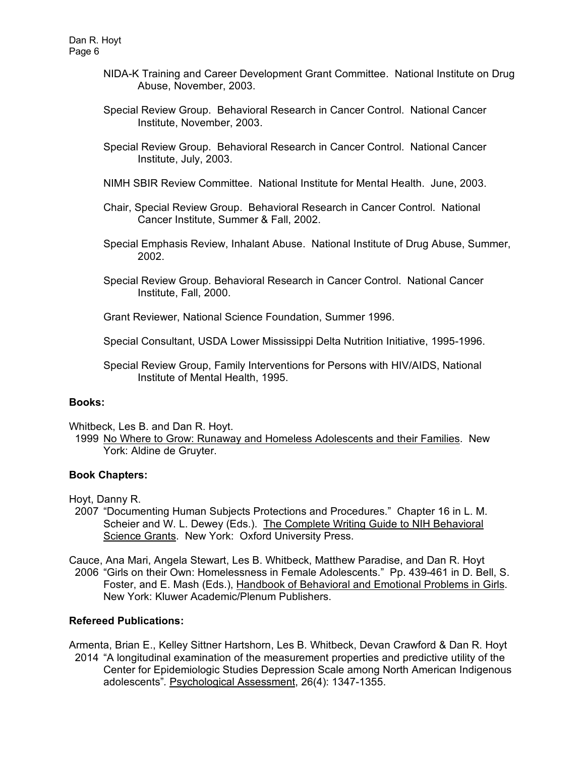NIDA-K Training and Career Development Grant Committee. National Institute on Drug Abuse, November, 2003.

Special Review Group. Behavioral Research in Cancer Control. National Cancer Institute, November, 2003.

Special Review Group. Behavioral Research in Cancer Control. National Cancer Institute, July, 2003.

NIMH SBIR Review Committee. National Institute for Mental Health. June, 2003.

Chair, Special Review Group. Behavioral Research in Cancer Control. National Cancer Institute, Summer & Fall, 2002.

Special Emphasis Review, Inhalant Abuse. National Institute of Drug Abuse, Summer, 2002.

Special Review Group. Behavioral Research in Cancer Control. National Cancer Institute, Fall, 2000.

Grant Reviewer, National Science Foundation, Summer 1996.

Special Consultant, USDA Lower Mississippi Delta Nutrition Initiative, 1995-1996.

Special Review Group, Family Interventions for Persons with HIV/AIDS, National Institute of Mental Health, 1995.

**Books:**

Whitbeck, Les B. and Dan R. Hoyt.
1999 No Where to Grow: Runaway and Homeless Adolescents and their Families. New York: Aldine de Gruyter.

**Book Chapters:**

Hoyt, Danny R.
2007 "Documenting Human Subjects Protections and Procedures." Chapter 16 in L. M. Scheier and W. L. Dewey (Eds.). The Complete Writing Guide to NIH Behavioral Science Grants. New York: Oxford University Press.

Cauce, Ana Mari, Angela Stewart, Les B. Whitbeck, Matthew Paradise, and Dan R. Hoyt
2006 "Girls on their Own: Homelessness in Female Adolescents." Pp. 439-461 in D. Bell, S. Foster, and E. Mash (Eds.), Handbook of Behavioral and Emotional Problems in Girls. New York: Kluwer Academic/Plenum Publishers.

**Refereed Publications:**

Armenta, Brian E., Kelley Sittner Hartshorn, Les B. Whitbeck, Devan Crawford & Dan R. Hoyt
2014 "A longitudinal examination of the measurement properties and predictive utility of the Center for Epidemiologic Studies Depression Scale among North American Indigenous adolescents". Psychological Assessment, 26(4): 1347-1355.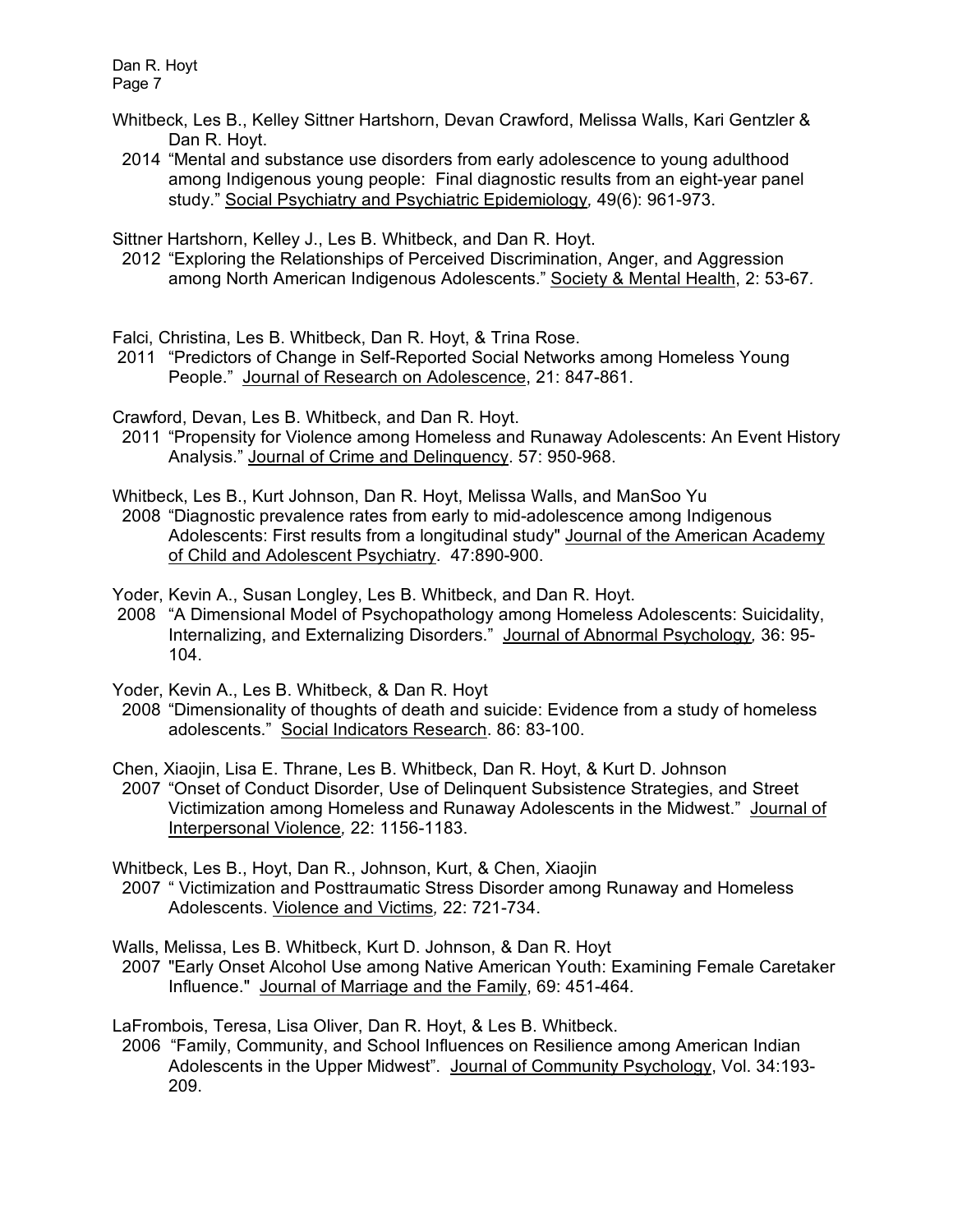Whitbeck, Les B., Kelley Sittner Hartshorn, Devan Crawford, Melissa Walls, Kari Gentzler & Dan R. Hoyt.
2014 "Mental and substance use disorders from early adolescence to young adulthood among Indigenous young people: Final diagnostic results from an eight-year panel study." Social Psychiatry and Psychiatric Epidemiology, 49(6): 961-973.

Sittner Hartshorn, Kelley J., Les B. Whitbeck, and Dan R. Hoyt.
2012 "Exploring the Relationships of Perceived Discrimination, Anger, and Aggression among North American Indigenous Adolescents." Society & Mental Health, 2: 53-67.

Falci, Christina, Les B. Whitbeck, Dan R. Hoyt, & Trina Rose.
2011 "Predictors of Change in Self-Reported Social Networks among Homeless Young People." Journal of Research on Adolescence, 21: 847-861.

Crawford, Devan, Les B. Whitbeck, and Dan R. Hoyt.
2011 "Propensity for Violence among Homeless and Runaway Adolescents: An Event History Analysis." Journal of Crime and Delinquency. 57: 950-968.

Whitbeck, Les B., Kurt Johnson, Dan R. Hoyt, Melissa Walls, and ManSoo Yu
2008 "Diagnostic prevalence rates from early to mid-adolescence among Indigenous Adolescents: First results from a longitudinal study" Journal of the American Academy of Child and Adolescent Psychiatry. 47:890-900.

Yoder, Kevin A., Susan Longley, Les B. Whitbeck, and Dan R. Hoyt.
2008 "A Dimensional Model of Psychopathology among Homeless Adolescents: Suicidality, Internalizing, and Externalizing Disorders." Journal of Abnormal Psychology, 36: 95-104.

Yoder, Kevin A., Les B. Whitbeck, & Dan R. Hoyt
2008 "Dimensionality of thoughts of death and suicide: Evidence from a study of homeless adolescents." Social Indicators Research. 86: 83-100.

Chen, Xiaojin, Lisa E. Thrane, Les B. Whitbeck, Dan R. Hoyt, & Kurt D. Johnson
2007 "Onset of Conduct Disorder, Use of Delinquent Subsistence Strategies, and Street Victimization among Homeless and Runaway Adolescents in the Midwest." Journal of Interpersonal Violence, 22: 1156-1183.

Whitbeck, Les B., Hoyt, Dan R., Johnson, Kurt, & Chen, Xiaojin
2007 " Victimization and Posttraumatic Stress Disorder among Runaway and Homeless Adolescents. Violence and Victims, 22: 721-734.

Walls, Melissa, Les B. Whitbeck, Kurt D. Johnson, & Dan R. Hoyt
2007 "Early Onset Alcohol Use among Native American Youth: Examining Female Caretaker Influence." Journal of Marriage and the Family, 69: 451-464.

LaFrombois, Teresa, Lisa Oliver, Dan R. Hoyt, & Les B. Whitbeck.
2006 "Family, Community, and School Influences on Resilience among American Indian Adolescents in the Upper Midwest". Journal of Community Psychology, Vol. 34:193-209.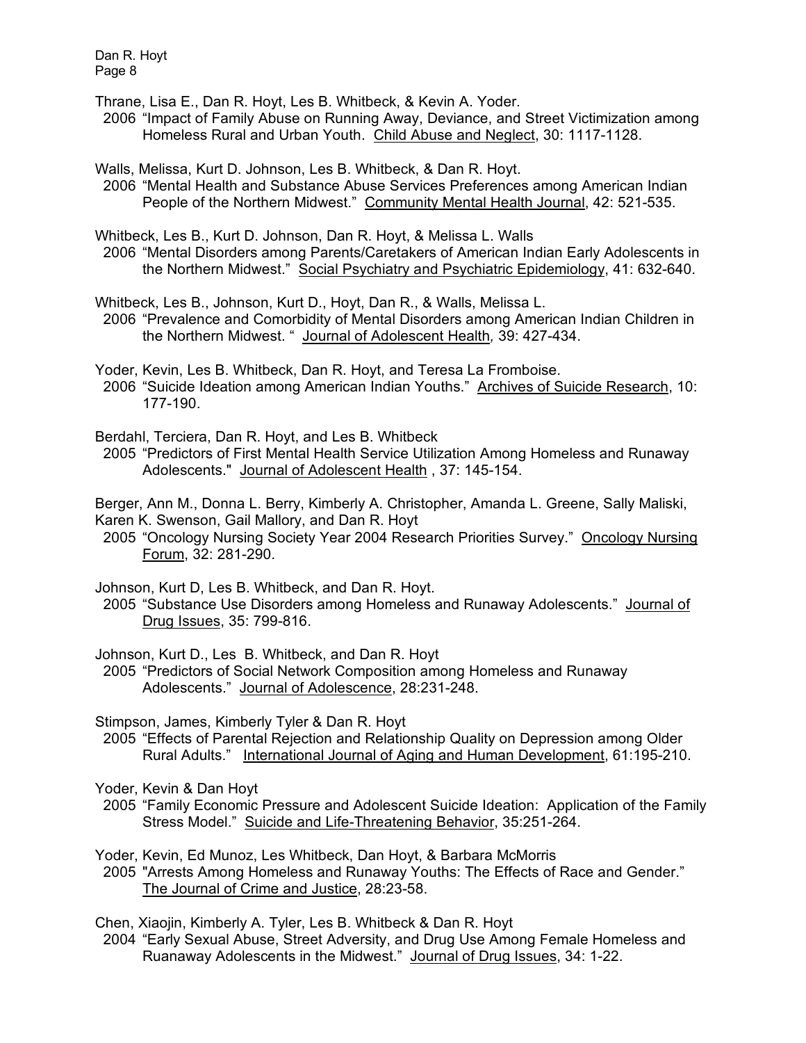Thrane, Lisa E., Dan R. Hoyt, Les B. Whitbeck, & Kevin A. Yoder.
2006 "Impact of Family Abuse on Running Away, Deviance, and Street Victimization among Homeless Rural and Urban Youth. Child Abuse and Neglect, 30: 1117-1128.

Walls, Melissa, Kurt D. Johnson, Les B. Whitbeck, & Dan R. Hoyt.
2006 "Mental Health and Substance Abuse Services Preferences among American Indian People of the Northern Midwest." Community Mental Health Journal, 42: 521-535.

Whitbeck, Les B., Kurt D. Johnson, Dan R. Hoyt, & Melissa L. Walls
2006 "Mental Disorders among Parents/Caretakers of American Indian Early Adolescents in the Northern Midwest." Social Psychiatry and Psychiatric Epidemiology, 41: 632-640.

Whitbeck, Les B., Johnson, Kurt D., Hoyt, Dan R., & Walls, Melissa L.
2006 "Prevalence and Comorbidity of Mental Disorders among American Indian Children in the Northern Midwest. " Journal of Adolescent Health, 39: 427-434.

Yoder, Kevin, Les B. Whitbeck, Dan R. Hoyt, and Teresa La Fromboise.
2006 "Suicide Ideation among American Indian Youths." Archives of Suicide Research, 10: 177-190.

Berdahl, Terciera, Dan R. Hoyt, and Les B. Whitbeck
2005 "Predictors of First Mental Health Service Utilization Among Homeless and Runaway Adolescents." Journal of Adolescent Health , 37: 145-154.

Berger, Ann M., Donna L. Berry, Kimberly A. Christopher, Amanda L. Greene, Sally Maliski, Karen K. Swenson, Gail Mallory, and Dan R. Hoyt
2005 "Oncology Nursing Society Year 2004 Research Priorities Survey." Oncology Nursing Forum, 32: 281-290.

Johnson, Kurt D, Les B. Whitbeck, and Dan R. Hoyt.
2005 "Substance Use Disorders among Homeless and Runaway Adolescents." Journal of Drug Issues, 35: 799-816.

Johnson, Kurt D., Les B. Whitbeck, and Dan R. Hoyt
2005 "Predictors of Social Network Composition among Homeless and Runaway Adolescents." Journal of Adolescence, 28:231-248.

Stimpson, James, Kimberly Tyler & Dan R. Hoyt
2005 "Effects of Parental Rejection and Relationship Quality on Depression among Older Rural Adults." International Journal of Aging and Human Development, 61:195-210.

Yoder, Kevin & Dan Hoyt
2005 "Family Economic Pressure and Adolescent Suicide Ideation: Application of the Family Stress Model." Suicide and Life-Threatening Behavior, 35:251-264.

Yoder, Kevin, Ed Munoz, Les Whitbeck, Dan Hoyt, & Barbara McMorris
2005 "Arrests Among Homeless and Runaway Youths: The Effects of Race and Gender." The Journal of Crime and Justice, 28:23-58.

Chen, Xiaojin, Kimberly A. Tyler, Les B. Whitbeck & Dan R. Hoyt
2004 "Early Sexual Abuse, Street Adversity, and Drug Use Among Female Homeless and Ruanaway Adolescents in the Midwest." Journal of Drug Issues, 34: 1-22.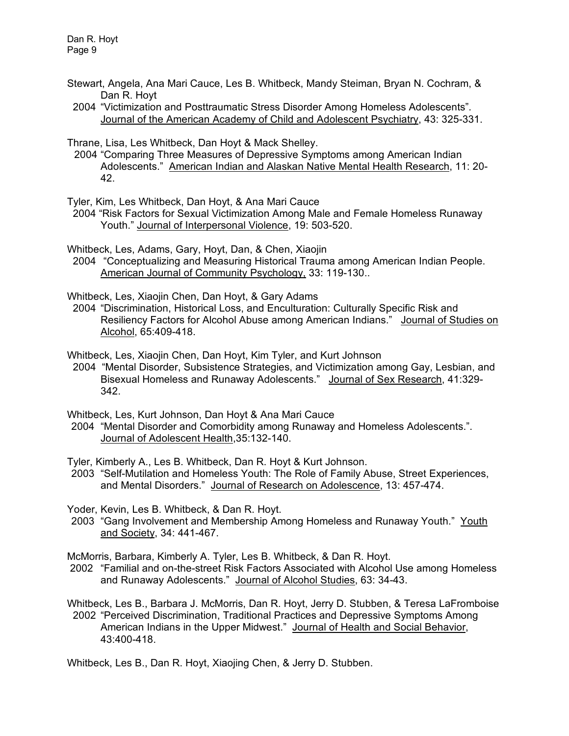Stewart, Angela, Ana Mari Cauce, Les B. Whitbeck, Mandy Steiman, Bryan N. Cochram, & Dan R. Hoyt
2004 “Victimization and Posttraumatic Stress Disorder Among Homeless Adolescents”. Journal of the American Academy of Child and Adolescent Psychiatry, 43: 325-331.

Thrane, Lisa, Les Whitbeck, Dan Hoyt & Mack Shelley.
2004 “Comparing Three Measures of Depressive Symptoms among American Indian Adolescents.” American Indian and Alaskan Native Mental Health Research, 11: 20-42.

Tyler, Kim, Les Whitbeck, Dan Hoyt, & Ana Mari Cauce
2004 “Risk Factors for Sexual Victimization Among Male and Female Homeless Runaway Youth.” Journal of Interpersonal Violence, 19: 503-520.

Whitbeck, Les, Adams, Gary, Hoyt, Dan, & Chen, Xiaojin
2004 “Conceptualizing and Measuring Historical Trauma among American Indian People. American Journal of Community Psychology, 33: 119-130..

Whitbeck, Les, Xiaojin Chen, Dan Hoyt, & Gary Adams
2004 “Discrimination, Historical Loss, and Enculturation: Culturally Specific Risk and Resiliency Factors for Alcohol Abuse among American Indians.” Journal of Studies on Alcohol, 65:409-418.

Whitbeck, Les, Xiaojin Chen, Dan Hoyt, Kim Tyler, and Kurt Johnson
2004 “Mental Disorder, Subsistence Strategies, and Victimization among Gay, Lesbian, and Bisexual Homeless and Runaway Adolescents.” Journal of Sex Research, 41:329-342.

Whitbeck, Les, Kurt Johnson, Dan Hoyt & Ana Mari Cauce
2004 “Mental Disorder and Comorbidity among Runaway and Homeless Adolescents.”. Journal of Adolescent Health,35:132-140.

Tyler, Kimberly A., Les B. Whitbeck, Dan R. Hoyt & Kurt Johnson.
2003 “Self-Mutilation and Homeless Youth: The Role of Family Abuse, Street Experiences, and Mental Disorders.” Journal of Research on Adolescence, 13: 457-474.

Yoder, Kevin, Les B. Whitbeck, & Dan R. Hoyt.
2003 “Gang Involvement and Membership Among Homeless and Runaway Youth.” Youth and Society, 34: 441-467.

McMorris, Barbara, Kimberly A. Tyler, Les B. Whitbeck, & Dan R. Hoyt.
2002 “Familial and on-the-street Risk Factors Associated with Alcohol Use among Homeless and Runaway Adolescents.” Journal of Alcohol Studies, 63: 34-43.

Whitbeck, Les B., Barbara J. McMorris, Dan R. Hoyt, Jerry D. Stubben, & Teresa LaFromboise
2002 “Perceived Discrimination, Traditional Practices and Depressive Symptoms Among American Indians in the Upper Midwest.” Journal of Health and Social Behavior, 43:400-418.

Whitbeck, Les B., Dan R. Hoyt, Xiaojing Chen, & Jerry D. Stubben.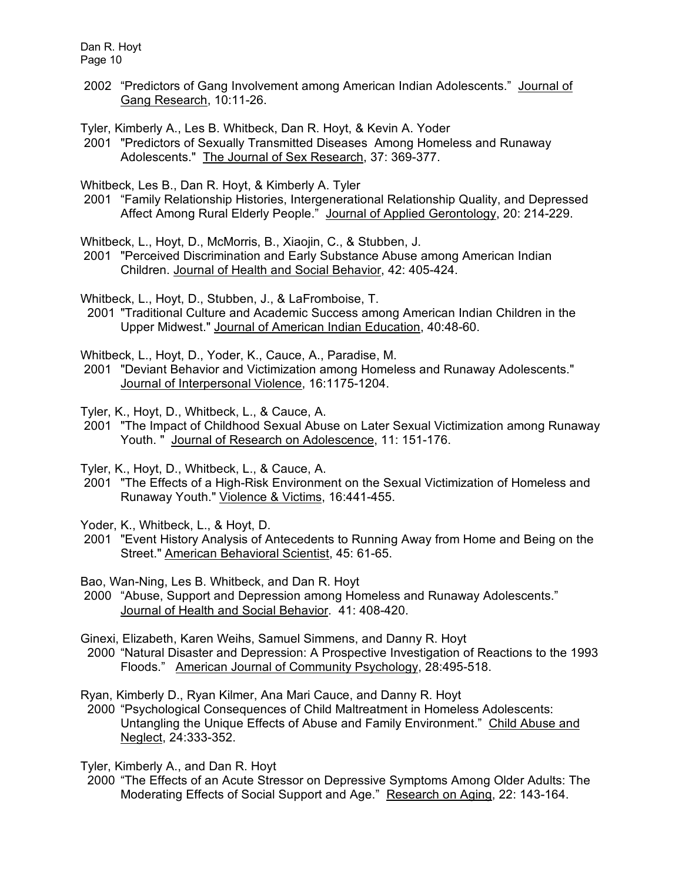2002 "Predictors of Gang Involvement among American Indian Adolescents." Journal of Gang Research, 10:11-26.

Tyler, Kimberly A., Les B. Whitbeck, Dan R. Hoyt, & Kevin A. Yoder
2001 "Predictors of Sexually Transmitted Diseases Among Homeless and Runaway Adolescents." The Journal of Sex Research, 37: 369-377.

Whitbeck, Les B., Dan R. Hoyt, & Kimberly A. Tyler
2001 "Family Relationship Histories, Intergenerational Relationship Quality, and Depressed Affect Among Rural Elderly People." Journal of Applied Gerontology, 20: 214-229.

Whitbeck, L., Hoyt, D., McMorris, B., Xiaojin, C., & Stubben, J.
2001 "Perceived Discrimination and Early Substance Abuse among American Indian Children. Journal of Health and Social Behavior, 42: 405-424.

Whitbeck, L., Hoyt, D., Stubben, J., & LaFromboise, T.
2001 "Traditional Culture and Academic Success among American Indian Children in the Upper Midwest." Journal of American Indian Education, 40:48-60.

Whitbeck, L., Hoyt, D., Yoder, K., Cauce, A., Paradise, M.
2001 "Deviant Behavior and Victimization among Homeless and Runaway Adolescents." Journal of Interpersonal Violence, 16:1175-1204.

Tyler, K., Hoyt, D., Whitbeck, L., & Cauce, A.
2001 "The Impact of Childhood Sexual Abuse on Later Sexual Victimization among Runaway Youth. " Journal of Research on Adolescence, 11: 151-176.

Tyler, K., Hoyt, D., Whitbeck, L., & Cauce, A.
2001 "The Effects of a High-Risk Environment on the Sexual Victimization of Homeless and Runaway Youth." Violence & Victims, 16:441-455.

Yoder, K., Whitbeck, L., & Hoyt, D.
2001 "Event History Analysis of Antecedents to Running Away from Home and Being on the Street." American Behavioral Scientist, 45: 61-65.

Bao, Wan-Ning, Les B. Whitbeck, and Dan R. Hoyt
2000 "Abuse, Support and Depression among Homeless and Runaway Adolescents." Journal of Health and Social Behavior. 41: 408-420.

Ginexi, Elizabeth, Karen Weihs, Samuel Simmens, and Danny R. Hoyt
2000 "Natural Disaster and Depression: A Prospective Investigation of Reactions to the 1993 Floods." American Journal of Community Psychology, 28:495-518.

Ryan, Kimberly D., Ryan Kilmer, Ana Mari Cauce, and Danny R. Hoyt
2000 "Psychological Consequences of Child Maltreatment in Homeless Adolescents: Untangling the Unique Effects of Abuse and Family Environment." Child Abuse and Neglect, 24:333-352.

Tyler, Kimberly A., and Dan R. Hoyt
2000 "The Effects of an Acute Stressor on Depressive Symptoms Among Older Adults: The Moderating Effects of Social Support and Age." Research on Aging, 22: 143-164.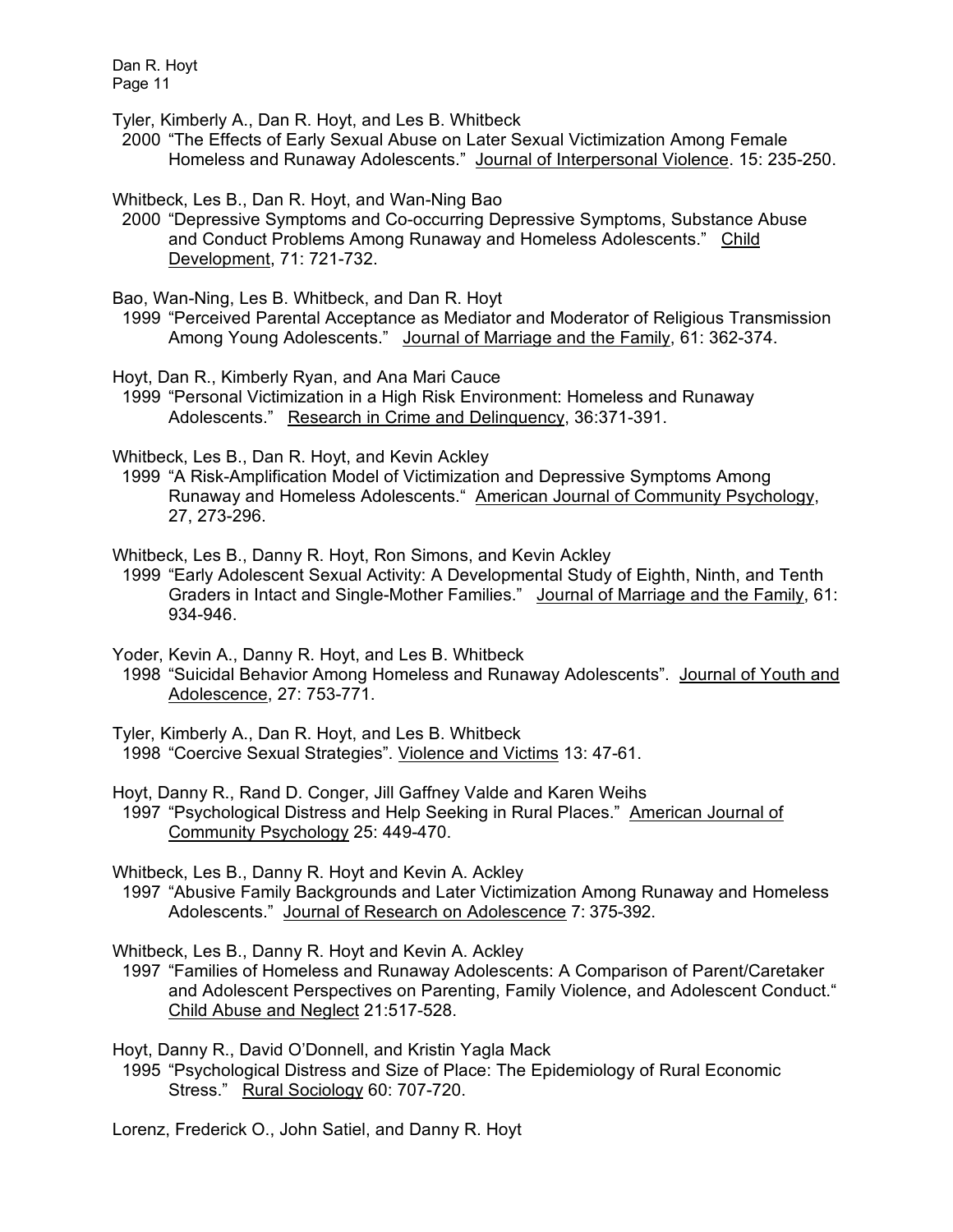Tyler, Kimberly A., Dan R. Hoyt, and Les B. Whitbeck
2000 "The Effects of Early Sexual Abuse on Later Sexual Victimization Among Female Homeless and Runaway Adolescents." Journal of Interpersonal Violence. 15: 235-250.

Whitbeck, Les B., Dan R. Hoyt, and Wan-Ning Bao
2000 "Depressive Symptoms and Co-occurring Depressive Symptoms, Substance Abuse and Conduct Problems Among Runaway and Homeless Adolescents." Child Development, 71: 721-732.

Bao, Wan-Ning, Les B. Whitbeck, and Dan R. Hoyt
1999 "Perceived Parental Acceptance as Mediator and Moderator of Religious Transmission Among Young Adolescents." Journal of Marriage and the Family, 61: 362-374.

Hoyt, Dan R., Kimberly Ryan, and Ana Mari Cauce
1999 "Personal Victimization in a High Risk Environment: Homeless and Runaway Adolescents." Research in Crime and Delinquency, 36:371-391.

Whitbeck, Les B., Dan R. Hoyt, and Kevin Ackley
1999 "A Risk-Amplification Model of Victimization and Depressive Symptoms Among Runaway and Homeless Adolescents." American Journal of Community Psychology, 27, 273-296.

Whitbeck, Les B., Danny R. Hoyt, Ron Simons, and Kevin Ackley
1999 "Early Adolescent Sexual Activity: A Developmental Study of Eighth, Ninth, and Tenth Graders in Intact and Single-Mother Families." Journal of Marriage and the Family, 61: 934-946.

Yoder, Kevin A., Danny R. Hoyt, and Les B. Whitbeck
1998 "Suicidal Behavior Among Homeless and Runaway Adolescents". Journal of Youth and Adolescence, 27: 753-771.

Tyler, Kimberly A., Dan R. Hoyt, and Les B. Whitbeck
1998 "Coercive Sexual Strategies". Violence and Victims 13: 47-61.

Hoyt, Danny R., Rand D. Conger, Jill Gaffney Valde and Karen Weihs
1997 "Psychological Distress and Help Seeking in Rural Places." American Journal of Community Psychology 25: 449-470.

Whitbeck, Les B., Danny R. Hoyt and Kevin A. Ackley
1997 "Abusive Family Backgrounds and Later Victimization Among Runaway and Homeless Adolescents." Journal of Research on Adolescence 7: 375-392.

Whitbeck, Les B., Danny R. Hoyt and Kevin A. Ackley
1997 "Families of Homeless and Runaway Adolescents: A Comparison of Parent/Caretaker and Adolescent Perspectives on Parenting, Family Violence, and Adolescent Conduct." Child Abuse and Neglect 21:517-528.

Hoyt, Danny R., David O'Donnell, and Kristin Yagla Mack
1995 "Psychological Distress and Size of Place: The Epidemiology of Rural Economic Stress." Rural Sociology 60: 707-720.

Lorenz, Frederick O., John Satiel, and Danny R. Hoyt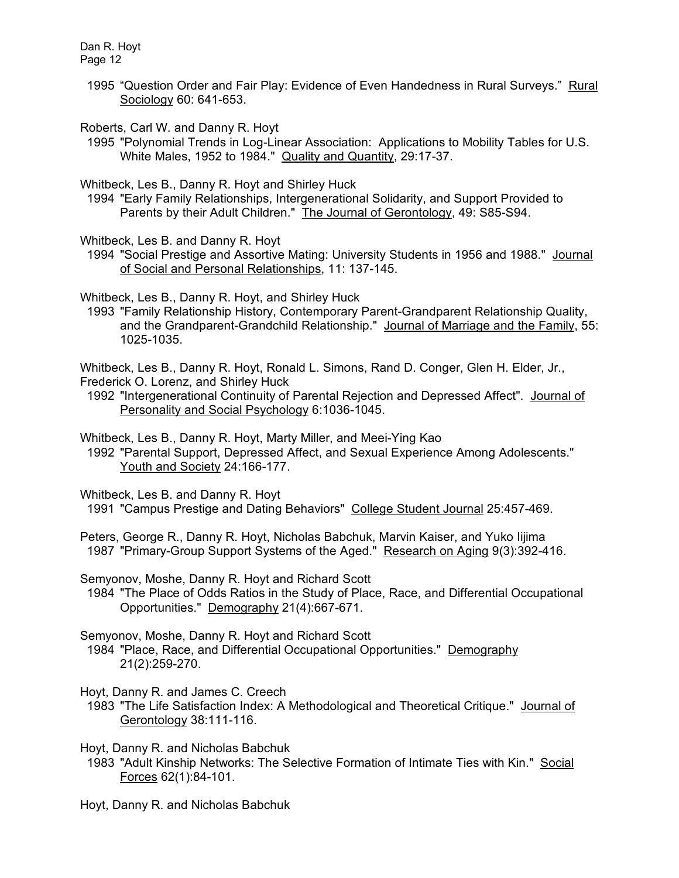1995 "Question Order and Fair Play: Evidence of Even Handedness in Rural Surveys." Rural Sociology 60: 641-653.

Roberts, Carl W. and Danny R. Hoyt
1995 "Polynomial Trends in Log-Linear Association: Applications to Mobility Tables for U.S. White Males, 1952 to 1984." Quality and Quantity, 29:17-37.

Whitbeck, Les B., Danny R. Hoyt and Shirley Huck
1994 "Early Family Relationships, Intergenerational Solidarity, and Support Provided to Parents by their Adult Children." The Journal of Gerontology, 49: S85-S94.

Whitbeck, Les B. and Danny R. Hoyt
1994 "Social Prestige and Assortive Mating: University Students in 1956 and 1988." Journal of Social and Personal Relationships, 11: 137-145.

Whitbeck, Les B., Danny R. Hoyt, and Shirley Huck
1993 "Family Relationship History, Contemporary Parent-Grandparent Relationship Quality, and the Grandparent-Grandchild Relationship." Journal of Marriage and the Family, 55: 1025-1035.

Whitbeck, Les B., Danny R. Hoyt, Ronald L. Simons, Rand D. Conger, Glen H. Elder, Jr., Frederick O. Lorenz, and Shirley Huck
1992 "Intergenerational Continuity of Parental Rejection and Depressed Affect". Journal of Personality and Social Psychology 6:1036-1045.

Whitbeck, Les B., Danny R. Hoyt, Marty Miller, and Meei-Ying Kao
1992 "Parental Support, Depressed Affect, and Sexual Experience Among Adolescents." Youth and Society 24:166-177.

Whitbeck, Les B. and Danny R. Hoyt
1991 "Campus Prestige and Dating Behaviors" College Student Journal 25:457-469.

Peters, George R., Danny R. Hoyt, Nicholas Babchuk, Marvin Kaiser, and Yuko Iijima
1987 "Primary-Group Support Systems of the Aged." Research on Aging 9(3):392-416.

Semyonov, Moshe, Danny R. Hoyt and Richard Scott
1984 "The Place of Odds Ratios in the Study of Place, Race, and Differential Occupational Opportunities." Demography 21(4):667-671.

Semyonov, Moshe, Danny R. Hoyt and Richard Scott
1984 "Place, Race, and Differential Occupational Opportunities." Demography 21(2):259-270.

Hoyt, Danny R. and James C. Creech
1983 "The Life Satisfaction Index: A Methodological and Theoretical Critique." Journal of Gerontology 38:111-116.

Hoyt, Danny R. and Nicholas Babchuk
1983 "Adult Kinship Networks: The Selective Formation of Intimate Ties with Kin." Social Forces 62(1):84-101.

Hoyt, Danny R. and Nicholas Babchuk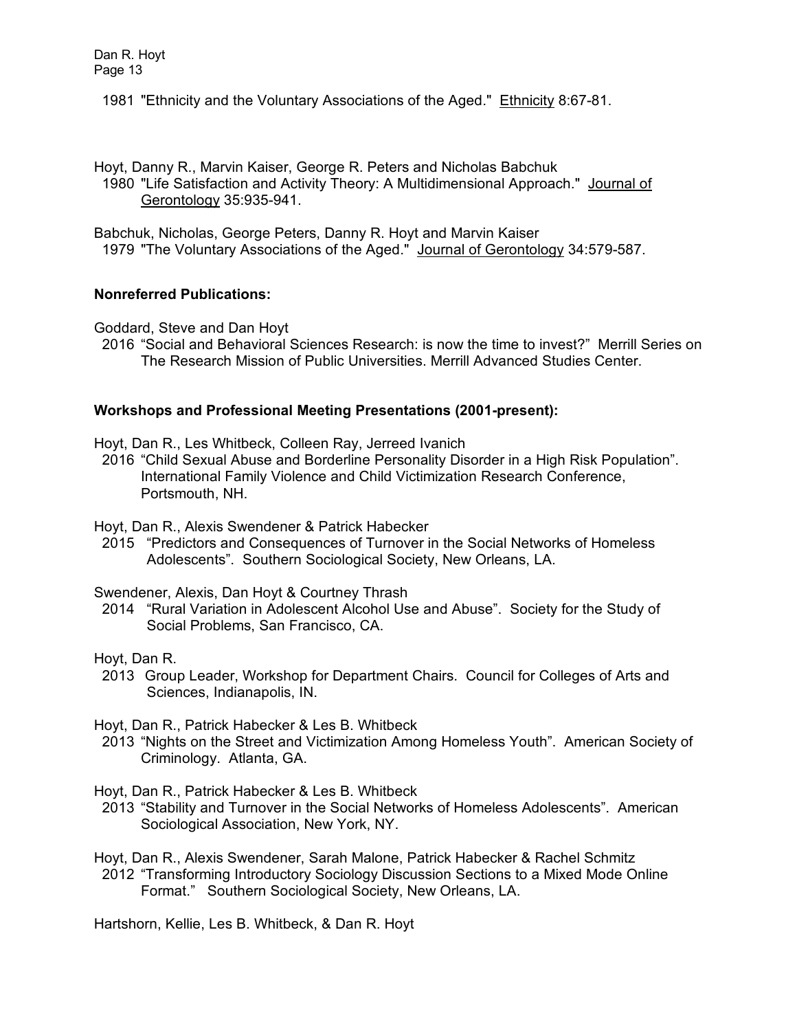1981 "Ethnicity and the Voluntary Associations of the Aged." Ethnicity 8:67-81.

Hoyt, Danny R., Marvin Kaiser, George R. Peters and Nicholas Babchuk
1980 "Life Satisfaction and Activity Theory: A Multidimensional Approach." Journal of Gerontology 35:935-941.

Babchuk, Nicholas, George Peters, Danny R. Hoyt and Marvin Kaiser
1979 "The Voluntary Associations of the Aged." Journal of Gerontology 34:579-587.

**Nonreferred Publications:**

Goddard, Steve and Dan Hoyt
2016 "Social and Behavioral Sciences Research: is now the time to invest?" Merrill Series on The Research Mission of Public Universities. Merrill Advanced Studies Center.

**Workshops and Professional Meeting Presentations (2001-present):**

Hoyt, Dan R., Les Whitbeck, Colleen Ray, Jerreed Ivanich
2016 "Child Sexual Abuse and Borderline Personality Disorder in a High Risk Population". International Family Violence and Child Victimization Research Conference, Portsmouth, NH.

Hoyt, Dan R., Alexis Swendener & Patrick Habecker
2015 "Predictors and Consequences of Turnover in the Social Networks of Homeless Adolescents". Southern Sociological Society, New Orleans, LA.

Swendener, Alexis, Dan Hoyt & Courtney Thrash
2014 "Rural Variation in Adolescent Alcohol Use and Abuse". Society for the Study of Social Problems, San Francisco, CA.

Hoyt, Dan R.
2013 Group Leader, Workshop for Department Chairs. Council for Colleges of Arts and Sciences, Indianapolis, IN.

Hoyt, Dan R., Patrick Habecker & Les B. Whitbeck
2013 "Nights on the Street and Victimization Among Homeless Youth". American Society of Criminology. Atlanta, GA.

Hoyt, Dan R., Patrick Habecker & Les B. Whitbeck
2013 "Stability and Turnover in the Social Networks of Homeless Adolescents". American Sociological Association, New York, NY.

Hoyt, Dan R., Alexis Swendener, Sarah Malone, Patrick Habecker & Rachel Schmitz
2012 "Transforming Introductory Sociology Discussion Sections to a Mixed Mode Online Format." Southern Sociological Society, New Orleans, LA.

Hartshorn, Kellie, Les B. Whitbeck, & Dan R. Hoyt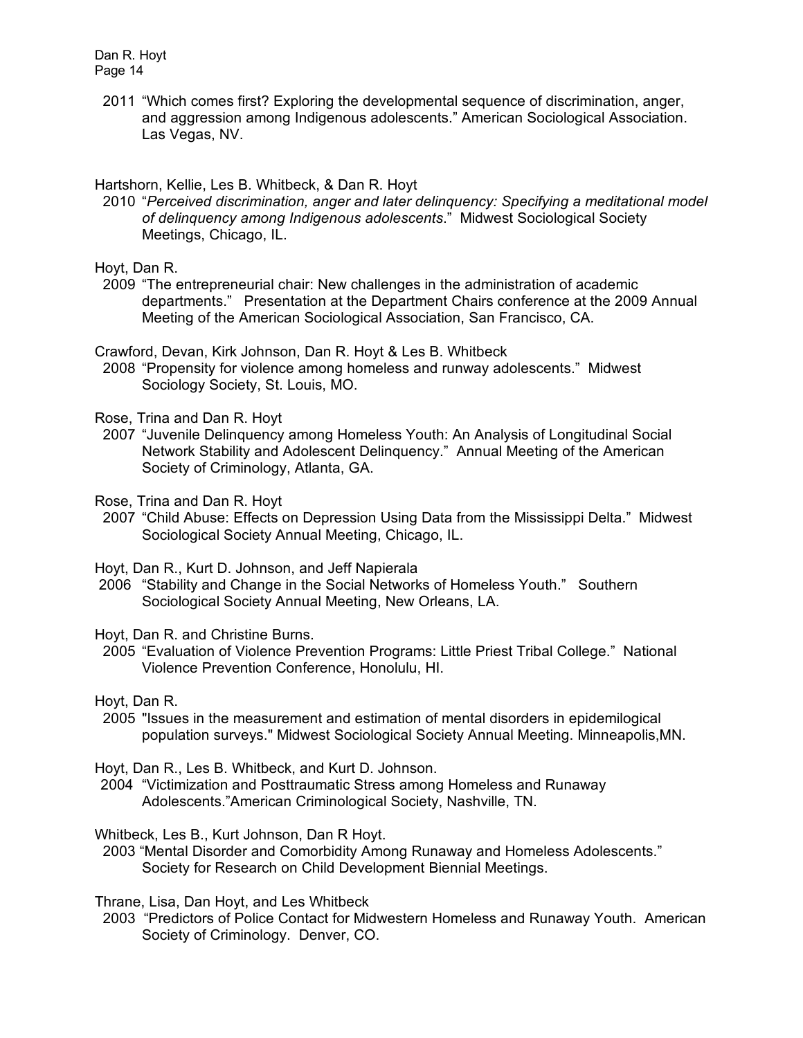2011 "Which comes first? Exploring the developmental sequence of discrimination, anger, and aggression among Indigenous adolescents." American Sociological Association. Las Vegas, NV.

Hartshorn, Kellie, Les B. Whitbeck, & Dan R. Hoyt

2010 "*Perceived discrimination, anger and later delinquency: Specifying a meditational model of delinquency among Indigenous adolescents*." Midwest Sociological Society Meetings, Chicago, IL.

Hoyt, Dan R.

2009 "The entrepreneurial chair: New challenges in the administration of academic departments." Presentation at the Department Chairs conference at the 2009 Annual Meeting of the American Sociological Association, San Francisco, CA.

Crawford, Devan, Kirk Johnson, Dan R. Hoyt & Les B. Whitbeck

2008 "Propensity for violence among homeless and runway adolescents." Midwest Sociology Society, St. Louis, MO.

Rose, Trina and Dan R. Hoyt

2007 "Juvenile Delinquency among Homeless Youth: An Analysis of Longitudinal Social Network Stability and Adolescent Delinquency." Annual Meeting of the American Society of Criminology, Atlanta, GA.

Rose, Trina and Dan R. Hoyt

2007 "Child Abuse: Effects on Depression Using Data from the Mississippi Delta." Midwest Sociological Society Annual Meeting, Chicago, IL.

Hoyt, Dan R., Kurt D. Johnson, and Jeff Napierala

2006 "Stability and Change in the Social Networks of Homeless Youth." Southern Sociological Society Annual Meeting, New Orleans, LA.

Hoyt, Dan R. and Christine Burns.

2005 "Evaluation of Violence Prevention Programs: Little Priest Tribal College." National Violence Prevention Conference, Honolulu, HI.

Hoyt, Dan R.

2005 "Issues in the measurement and estimation of mental disorders in epidemilogical population surveys." Midwest Sociological Society Annual Meeting. Minneapolis,MN.

Hoyt, Dan R., Les B. Whitbeck, and Kurt D. Johnson.

2004 "Victimization and Posttraumatic Stress among Homeless and Runaway Adolescents."American Criminological Society, Nashville, TN.

Whitbeck, Les B., Kurt Johnson, Dan R Hoyt.

2003 "Mental Disorder and Comorbidity Among Runaway and Homeless Adolescents." Society for Research on Child Development Biennial Meetings.

Thrane, Lisa, Dan Hoyt, and Les Whitbeck

2003 "Predictors of Police Contact for Midwestern Homeless and Runaway Youth. American Society of Criminology. Denver, CO.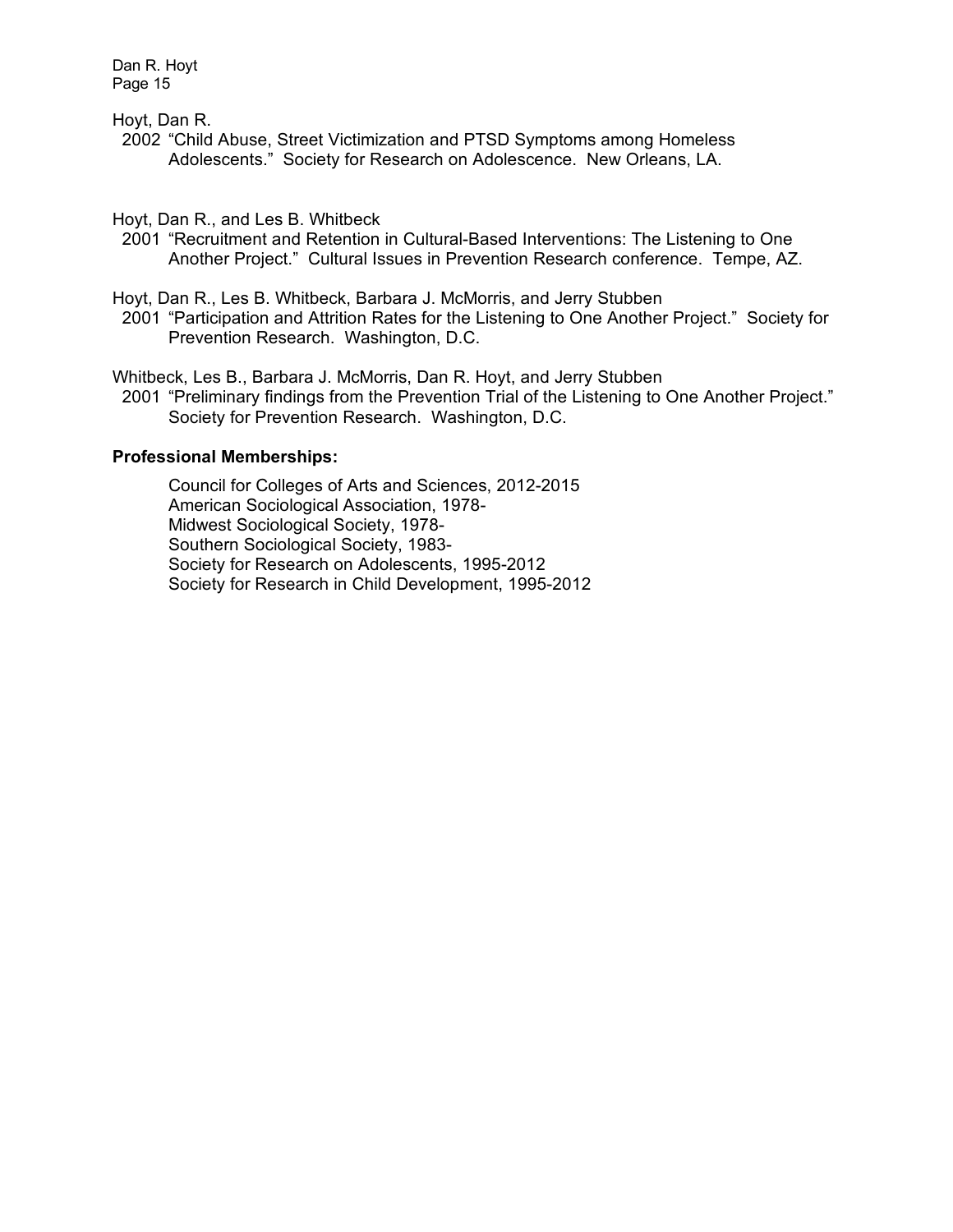Hoyt, Dan R.

2002 "Child Abuse, Street Victimization and PTSD Symptoms among Homeless Adolescents." Society for Research on Adolescence. New Orleans, LA.

Hoyt, Dan R., and Les B. Whitbeck

2001 "Recruitment and Retention in Cultural-Based Interventions: The Listening to One Another Project." Cultural Issues in Prevention Research conference. Tempe, AZ.

Hoyt, Dan R., Les B. Whitbeck, Barbara J. McMorris, and Jerry Stubben

2001 "Participation and Attrition Rates for the Listening to One Another Project." Society for Prevention Research. Washington, D.C.

Whitbeck, Les B., Barbara J. McMorris, Dan R. Hoyt, and Jerry Stubben

2001 "Preliminary findings from the Prevention Trial of the Listening to One Another Project." Society for Prevention Research. Washington, D.C.

**Professional Memberships:**

Council for Colleges of Arts and Sciences, 2012-2015
American Sociological Association, 1978-
Midwest Sociological Society, 1978-
Southern Sociological Society, 1983-
Society for Research on Adolescents, 1995-2012
Society for Research in Child Development, 1995-2012